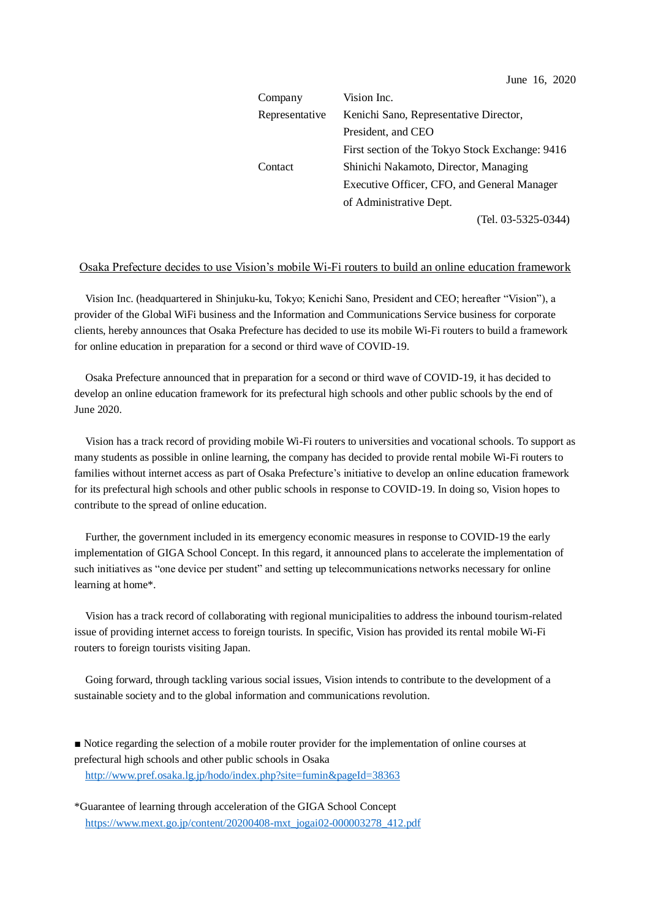June 16, 2020

| | |
|---|---|
| Company | Vision Inc. |
| Representative | Kenichi Sano, Representative Director, President, and CEO |
| | First section of the Tokyo Stock Exchange: 9416 |
| Contact | Shinichi Nakamoto, Director, Managing Executive Officer, CFO, and General Manager of Administrative Dept. |
| | (Tel. 03-5325-0344) |

## Osaka Prefecture decides to use Vision's mobile Wi-Fi routers to build an online education framework

Vision Inc. (headquartered in Shinjuku-ku, Tokyo; Kenichi Sano, President and CEO; hereafter "Vision"), a provider of the Global WiFi business and the Information and Communications Service business for corporate clients, hereby announces that Osaka Prefecture has decided to use its mobile Wi-Fi routers to build a framework for online education in preparation for a second or third wave of COVID-19.

Osaka Prefecture announced that in preparation for a second or third wave of COVID-19, it has decided to develop an online education framework for its prefectural high schools and other public schools by the end of June 2020.

Vision has a track record of providing mobile Wi-Fi routers to universities and vocational schools. To support as many students as possible in online learning, the company has decided to provide rental mobile Wi-Fi routers to families without internet access as part of Osaka Prefecture's initiative to develop an online education framework for its prefectural high schools and other public schools in response to COVID-19. In doing so, Vision hopes to contribute to the spread of online education.

Further, the government included in its emergency economic measures in response to COVID-19 the early implementation of GIGA School Concept. In this regard, it announced plans to accelerate the implementation of such initiatives as "one device per student" and setting up telecommunications networks necessary for online learning at home*.

Vision has a track record of collaborating with regional municipalities to address the inbound tourism-related issue of providing internet access to foreign tourists. In specific, Vision has provided its rental mobile Wi-Fi routers to foreign tourists visiting Japan.

Going forward, through tackling various social issues, Vision intends to contribute to the development of a sustainable society and to the global information and communications revolution.

■ Notice regarding the selection of a mobile router provider for the implementation of online courses at prefectural high schools and other public schools in Osaka
http://www.pref.osaka.lg.jp/hodo/index.php?site=fumin&pageId=38363

*Guarantee of learning through acceleration of the GIGA School Concept
https://www.mext.go.jp/content/20200408-mxt_jogai02-000003278_412.pdf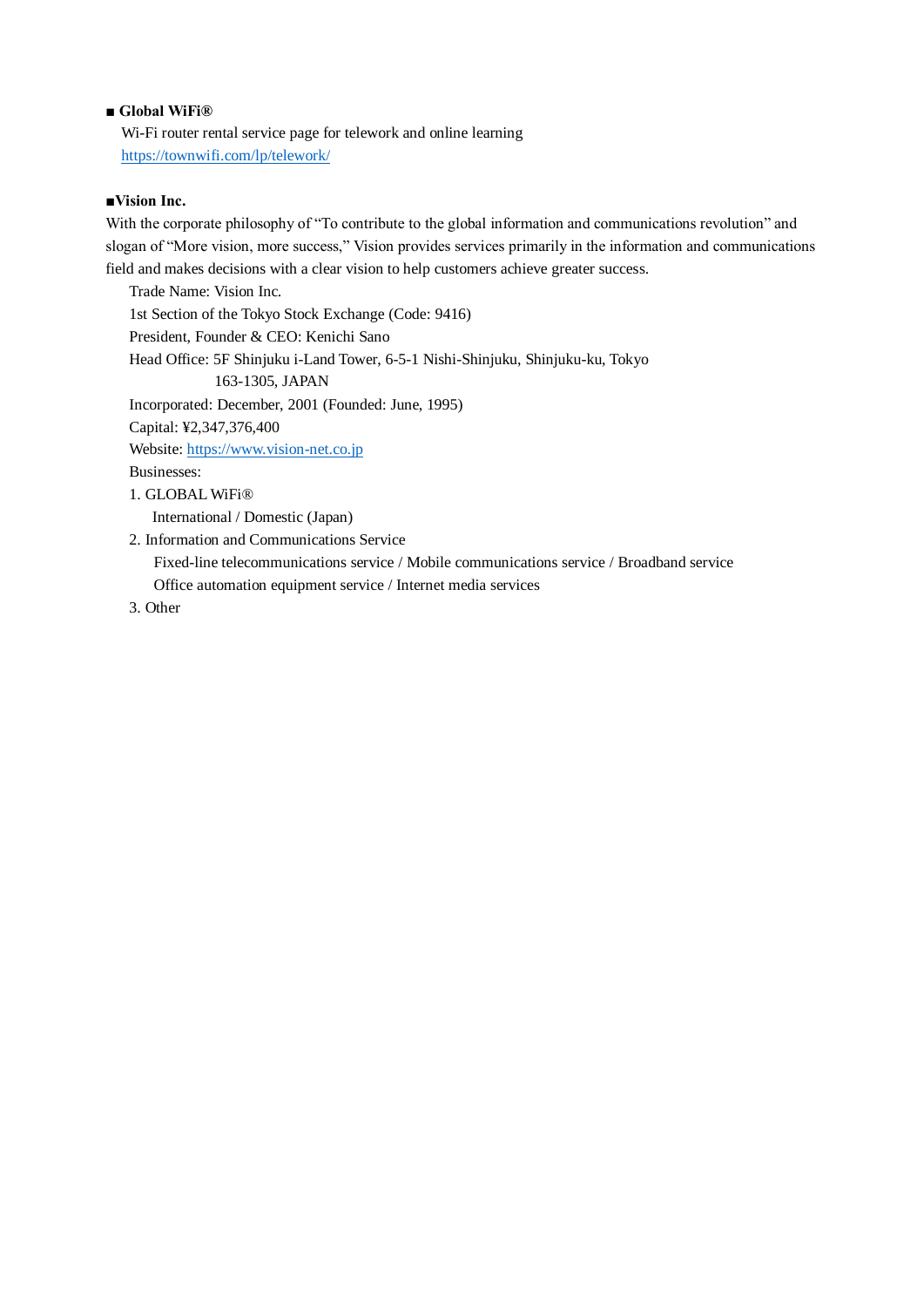**■ Global WiFi®**

Wi-Fi router rental service page for telework and online learning
https://townwifi.com/lp/telework/

**■Vision Inc.**

With the corporate philosophy of "To contribute to the global information and communications revolution" and slogan of "More vision, more success," Vision provides services primarily in the information and communications field and makes decisions with a clear vision to help customers achieve greater success.

Trade Name: Vision Inc.
1st Section of the Tokyo Stock Exchange (Code: 9416)
President, Founder & CEO: Kenichi Sano
Head Office: 5F Shinjuku i-Land Tower, 6-5-1 Nishi-Shinjuku, Shinjuku-ku, Tokyo 163-1305, JAPAN
Incorporated: December, 2001 (Founded: June, 1995)
Capital: ¥2,347,376,400
Website: https://www.vision-net.co.jp
Businesses:

1. GLOBAL WiFi®
   International / Domestic (Japan)
2. Information and Communications Service
   Fixed-line telecommunications service / Mobile communications service / Broadband service
   Office automation equipment service / Internet media services
3. Other